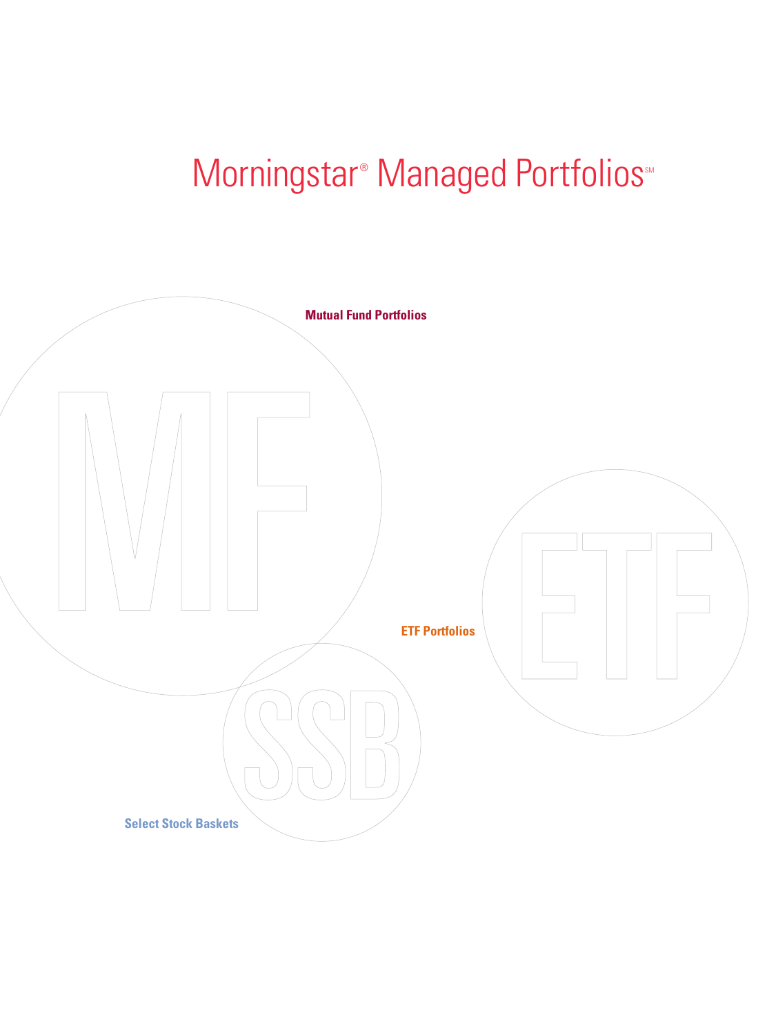# Morningstar® Managed Portfolios℠

**Mutual Fund Portfolios**

MF

**ETF Portfolios**

ETF

SSB

**Select Stock Baskets**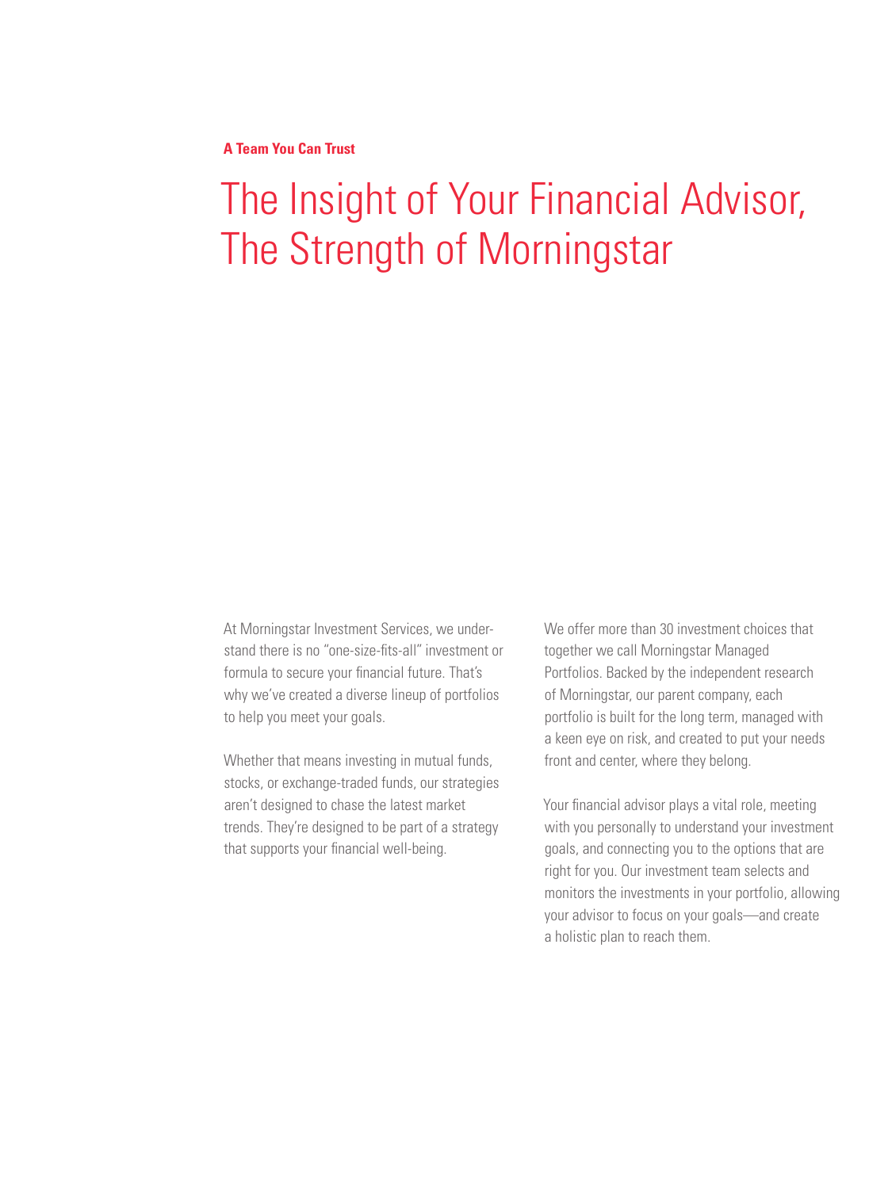**A Team You Can Trust**

# The Insight of Your Financial Advisor, The Strength of Morningstar

At Morningstar Investment Services, we understand there is no "one-size-fits-all" investment or formula to secure your financial future. That's why we've created a diverse lineup of portfolios to help you meet your goals.

Whether that means investing in mutual funds, stocks, or exchange-traded funds, our strategies aren't designed to chase the latest market trends. They're designed to be part of a strategy that supports your financial well-being.

We offer more than 30 investment choices that together we call Morningstar Managed Portfolios. Backed by the independent research of Morningstar, our parent company, each portfolio is built for the long term, managed with a keen eye on risk, and created to put your needs front and center, where they belong.

Your financial advisor plays a vital role, meeting with you personally to understand your investment goals, and connecting you to the options that are right for you. Our investment team selects and monitors the investments in your portfolio, allowing your advisor to focus on your goals—and create a holistic plan to reach them.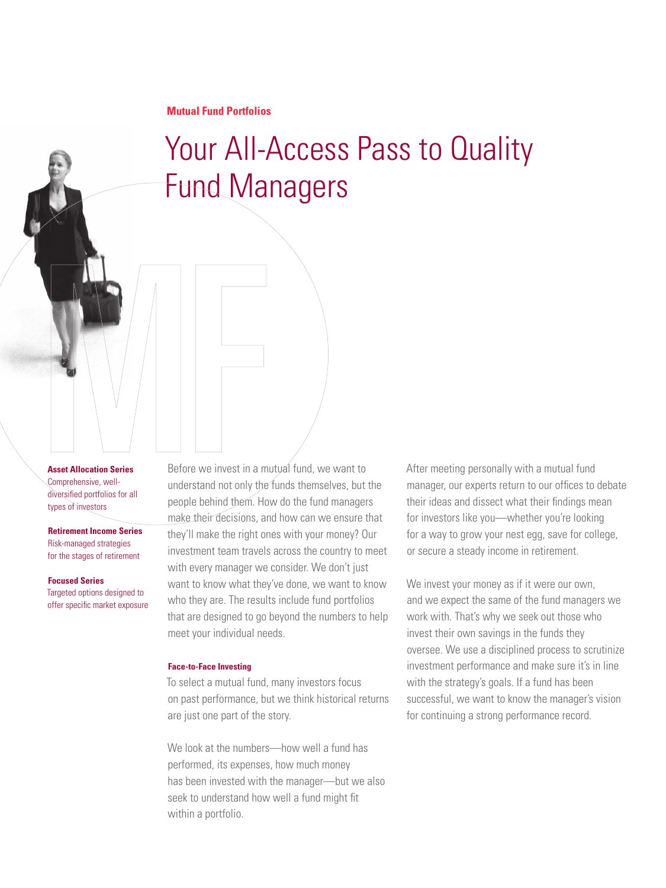**Mutual Fund Portfolios**

# Your All-Access Pass to Quality Fund Managers

**Asset Allocation Series**
Comprehensive, well-diversified portfolios for all types of investors

**Retirement Income Series**
Risk-managed strategies for the stages of retirement

**Focused Series**
Targeted options designed to offer specific market exposure

Before we invest in a mutual fund, we want to understand not only the funds themselves, but the people behind them. How do the fund managers make their decisions, and how can we ensure that they'll make the right ones with your money? Our investment team travels across the country to meet with every manager we consider. We don't just want to know what they've done, we want to know who they are. The results include fund portfolios that are designed to go beyond the numbers to help meet your individual needs.

#### Face-to-Face Investing

To select a mutual fund, many investors focus on past performance, but we think historical returns are just one part of the story.

We look at the numbers—how well a fund has performed, its expenses, how much money has been invested with the manager—but we also seek to understand how well a fund might fit within a portfolio.

After meeting personally with a mutual fund manager, our experts return to our offices to debate their ideas and dissect what their findings mean for investors like you—whether you're looking for a way to grow your nest egg, save for college, or secure a steady income in retirement.

We invest your money as if it were our own, and we expect the same of the fund managers we work with. That's why we seek out those who invest their own savings in the funds they oversee. We use a disciplined process to scrutinize investment performance and make sure it's in line with the strategy's goals. If a fund has been successful, we want to know the manager's vision for continuing a strong performance record.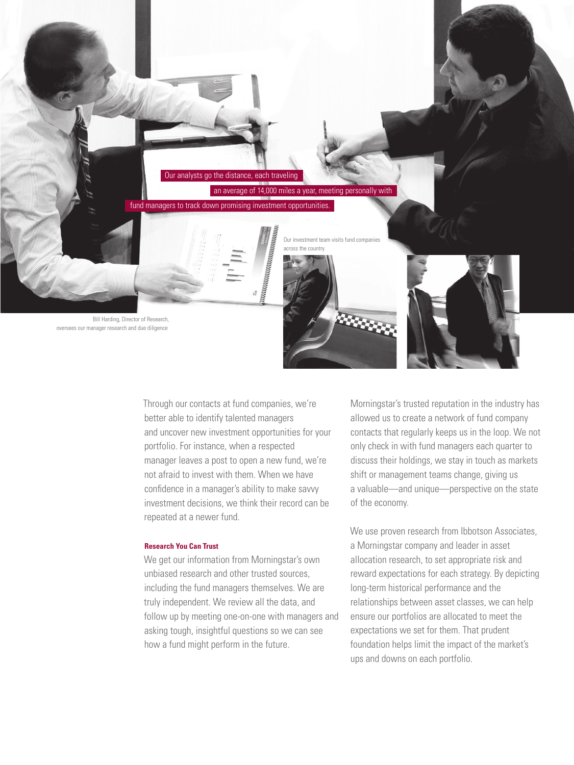Our analysts go the distance, each traveling an average of 14,000 miles a year, meeting personally with fund managers to track down promising investment opportunities.

Our investment team visits fund companies across the country

Bill Harding, Director of Research, oversees our manager research and due diligence

Through our contacts at fund companies, we're better able to identify talented managers and uncover new investment opportunities for your portfolio. For instance, when a respected manager leaves a post to open a new fund, we're not afraid to invest with them. When we have confidence in a manager's ability to make savvy investment decisions, we think their record can be repeated at a newer fund.

**Research You Can Trust**

We get our information from Morningstar's own unbiased research and other trusted sources, including the fund managers themselves. We are truly independent. We review all the data, and follow up by meeting one-on-one with managers and asking tough, insightful questions so we can see how a fund might perform in the future.

Morningstar's trusted reputation in the industry has allowed us to create a network of fund company contacts that regularly keeps us in the loop. We not only check in with fund managers each quarter to discuss their holdings, we stay in touch as markets shift or management teams change, giving us a valuable—and unique—perspective on the state of the economy.

We use proven research from Ibbotson Associates, a Morningstar company and leader in asset allocation research, to set appropriate risk and reward expectations for each strategy. By depicting long-term historical performance and the relationships between asset classes, we can help ensure our portfolios are allocated to meet the expectations we set for them. That prudent foundation helps limit the impact of the market's ups and downs on each portfolio.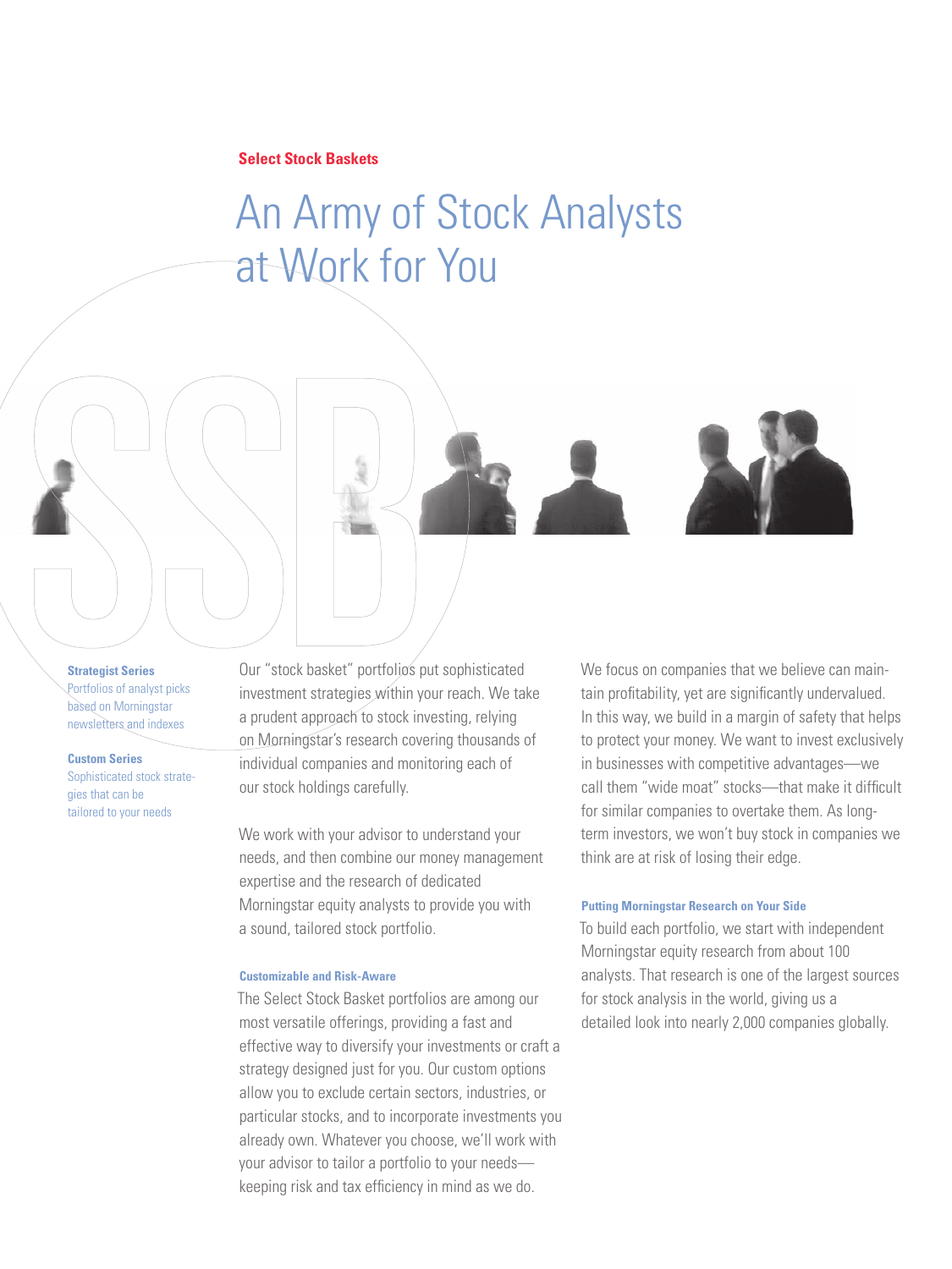**Select Stock Baskets**

# An Army of Stock Analysts at Work for You

**Strategist Series**
Portfolios of analyst picks based on Morningstar newsletters and indexes

**Custom Series**
Sophisticated stock strategies that can be tailored to your needs

Our "stock basket" portfolios put sophisticated investment strategies within your reach. We take a prudent approach to stock investing, relying on Morningstar's research covering thousands of individual companies and monitoring each of our stock holdings carefully.

We work with your advisor to understand your needs, and then combine our money management expertise and the research of dedicated Morningstar equity analysts to provide you with a sound, tailored stock portfolio.

#### Customizable and Risk-Aware

The Select Stock Basket portfolios are among our most versatile offerings, providing a fast and effective way to diversify your investments or craft a strategy designed just for you. Our custom options allow you to exclude certain sectors, industries, or particular stocks, and to incorporate investments you already own. Whatever you choose, we'll work with your advisor to tailor a portfolio to your needs—keeping risk and tax efficiency in mind as we do.

We focus on companies that we believe can maintain profitability, yet are significantly undervalued. In this way, we build in a margin of safety that helps to protect your money. We want to invest exclusively in businesses with competitive advantages—we call them "wide moat" stocks—that make it difficult for similar companies to overtake them. As long-term investors, we won't buy stock in companies we think are at risk of losing their edge.

#### Putting Morningstar Research on Your Side

To build each portfolio, we start with independent Morningstar equity research from about 100 analysts. That research is one of the largest sources for stock analysis in the world, giving us a detailed look into nearly 2,000 companies globally.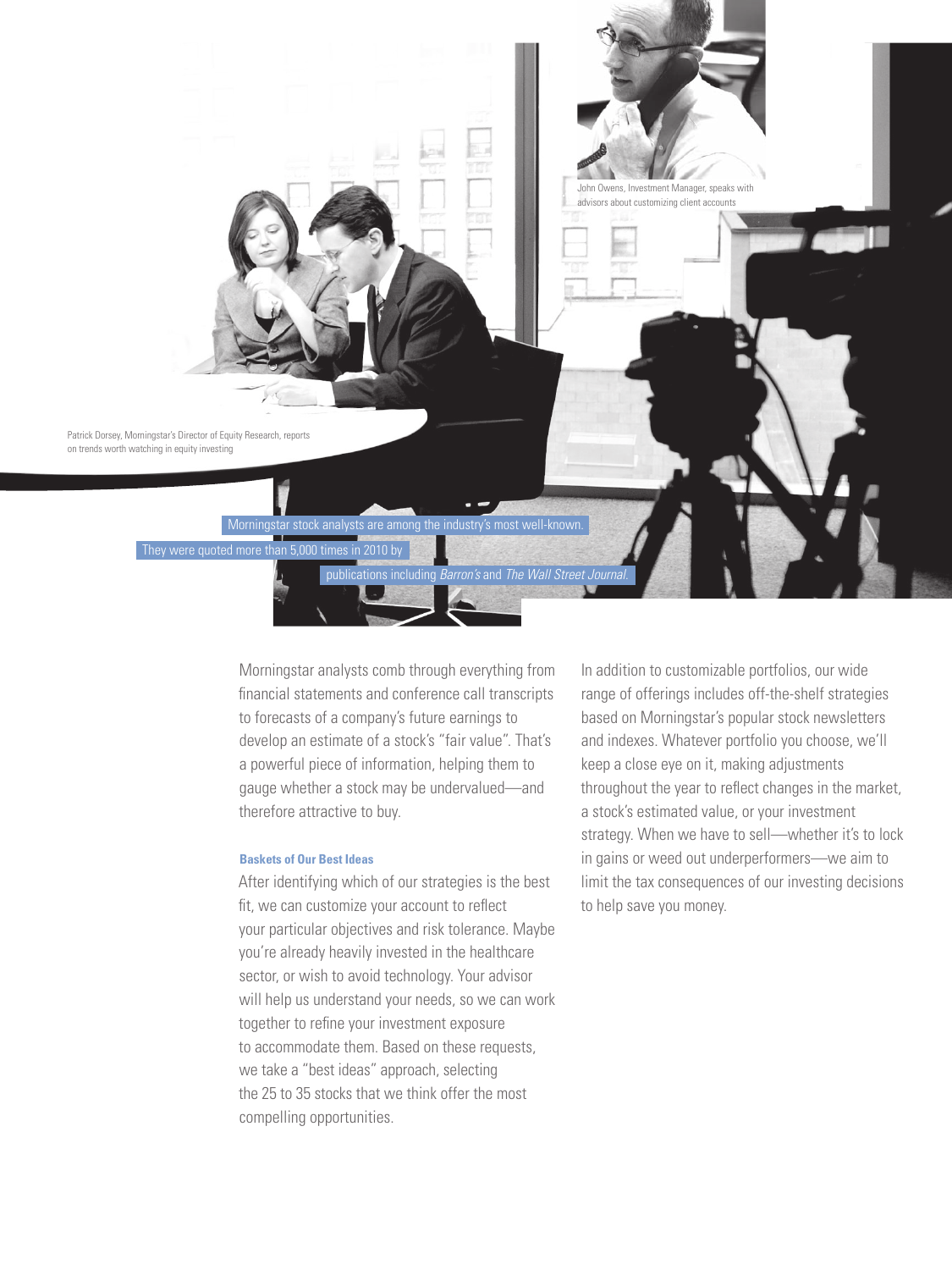John Owens, Investment Manager, speaks with advisors about customizing client accounts

Patrick Dorsey, Morningstar's Director of Equity Research, reports on trends worth watching in equity investing

Morningstar stock analysts are among the industry's most well-known. They were quoted more than 5,000 times in 2010 by publications including *Barron's* and *The Wall Street Journal*.

Morningstar analysts comb through everything from financial statements and conference call transcripts to forecasts of a company's future earnings to develop an estimate of a stock's "fair value". That's a powerful piece of information, helping them to gauge whether a stock may be undervalued—and therefore attractive to buy.

**Baskets of Our Best Ideas**

After identifying which of our strategies is the best fit, we can customize your account to reflect your particular objectives and risk tolerance. Maybe you're already heavily invested in the healthcare sector, or wish to avoid technology. Your advisor will help us understand your needs, so we can work together to refine your investment exposure to accommodate them. Based on these requests, we take a "best ideas" approach, selecting the 25 to 35 stocks that we think offer the most compelling opportunities.

In addition to customizable portfolios, our wide range of offerings includes off-the-shelf strategies based on Morningstar's popular stock newsletters and indexes. Whatever portfolio you choose, we'll keep a close eye on it, making adjustments throughout the year to reflect changes in the market, a stock's estimated value, or your investment strategy. When we have to sell—whether it's to lock in gains or weed out underperformers—we aim to limit the tax consequences of our investing decisions to help save you money.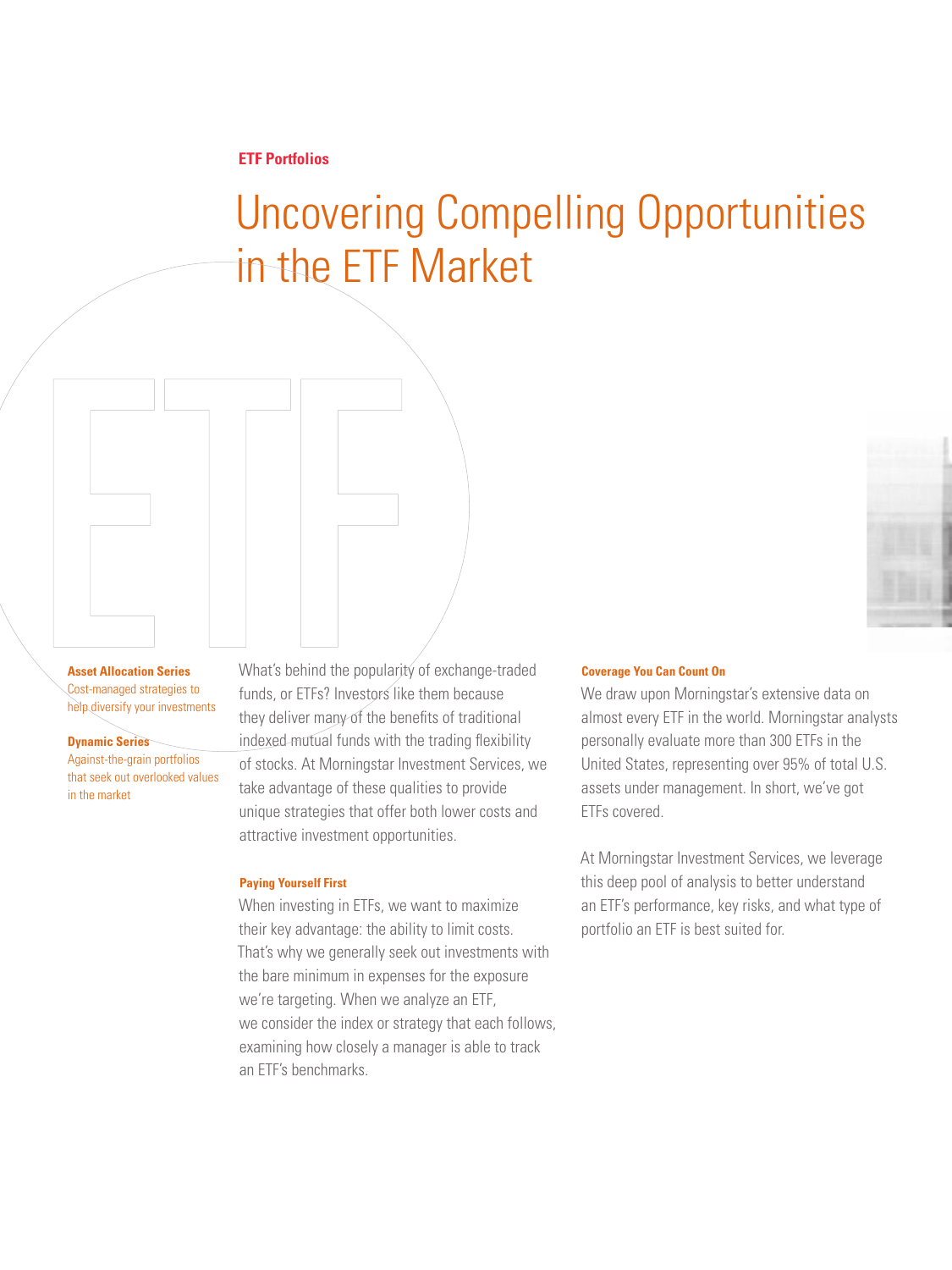**ETF Portfolios**

# Uncovering Compelling Opportunities in the ETF Market

**Asset Allocation Series**
Cost-managed strategies to help diversify your investments

**Dynamic Series**
Against-the-grain portfolios that seek out overlooked values in the market

What's behind the popularity of exchange-traded funds, or ETFs? Investors like them because they deliver many of the benefits of traditional indexed mutual funds with the trading flexibility of stocks. At Morningstar Investment Services, we take advantage of these qualities to provide unique strategies that offer both lower costs and attractive investment opportunities.

### Paying Yourself First

When investing in ETFs, we want to maximize their key advantage: the ability to limit costs. That's why we generally seek out investments with the bare minimum in expenses for the exposure we're targeting. When we analyze an ETF, we consider the index or strategy that each follows, examining how closely a manager is able to track an ETF's benchmarks.

### Coverage You Can Count On

We draw upon Morningstar's extensive data on almost every ETF in the world. Morningstar analysts personally evaluate more than 300 ETFs in the United States, representing over 95% of total U.S. assets under management. In short, we've got ETFs covered.

At Morningstar Investment Services, we leverage this deep pool of analysis to better understand an ETF's performance, key risks, and what type of portfolio an ETF is best suited for.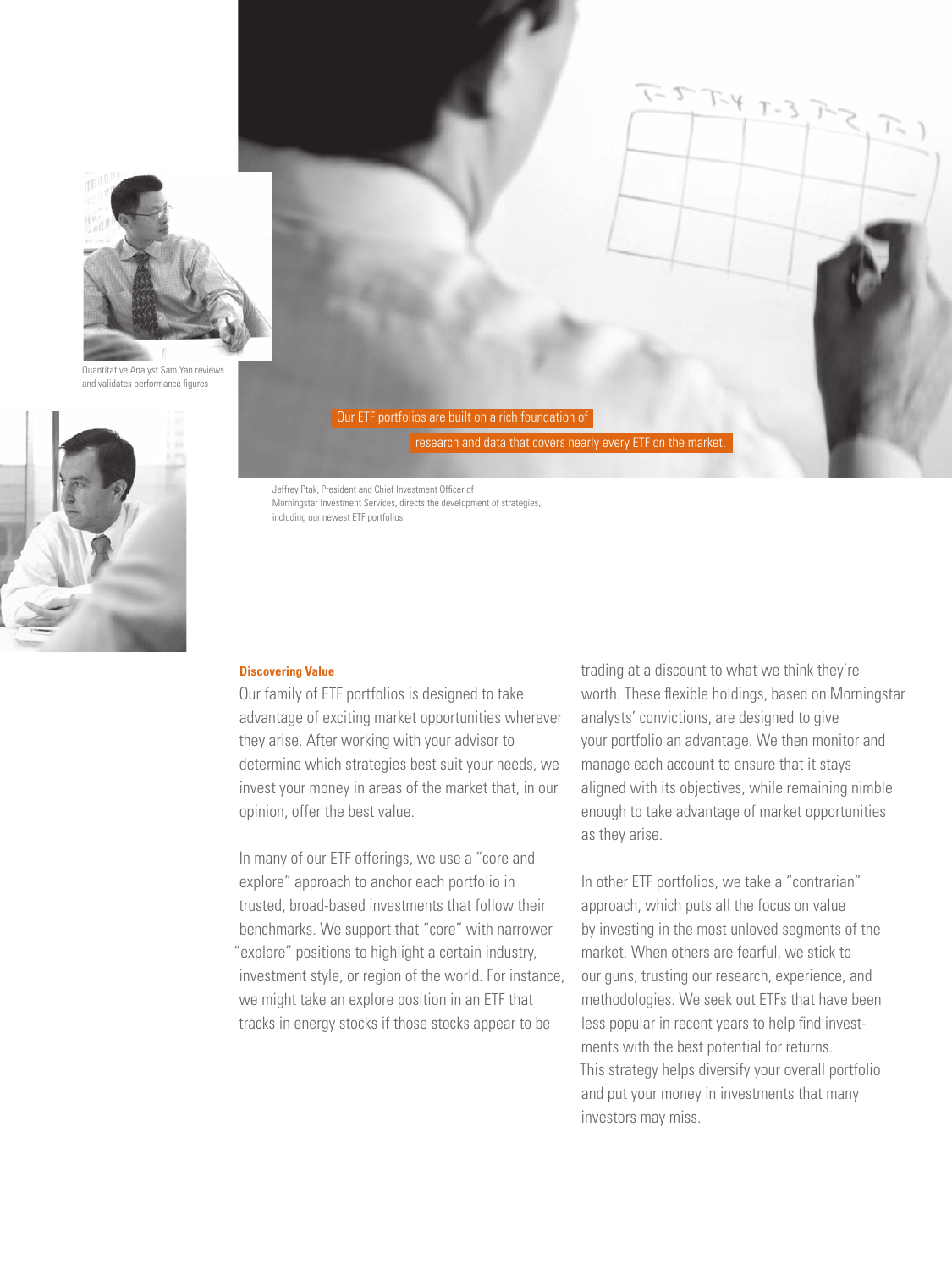Quantitative Analyst Sam Yan reviews and validates performance figures

Our ETF portfolios are built on a rich foundation of research and data that covers nearly every ETF on the market.

Jeffrey Ptak, President and Chief Investment Officer of Morningstar Investment Services, directs the development of strategies, including our newest ETF portfolios.

**Discovering Value**

Our family of ETF portfolios is designed to take advantage of exciting market opportunities wherever they arise. After working with your advisor to determine which strategies best suit your needs, we invest your money in areas of the market that, in our opinion, offer the best value.

In many of our ETF offerings, we use a "core and explore" approach to anchor each portfolio in trusted, broad-based investments that follow their benchmarks. We support that "core" with narrower "explore" positions to highlight a certain industry, investment style, or region of the world. For instance, we might take an explore position in an ETF that tracks in energy stocks if those stocks appear to be trading at a discount to what we think they're worth. These flexible holdings, based on Morningstar analysts' convictions, are designed to give your portfolio an advantage. We then monitor and manage each account to ensure that it stays aligned with its objectives, while remaining nimble enough to take advantage of market opportunities as they arise.

In other ETF portfolios, we take a "contrarian" approach, which puts all the focus on value by investing in the most unloved segments of the market. When others are fearful, we stick to our guns, trusting our research, experience, and methodologies. We seek out ETFs that have been less popular in recent years to help find investments with the best potential for returns. This strategy helps diversify your overall portfolio and put your money in investments that many investors may miss.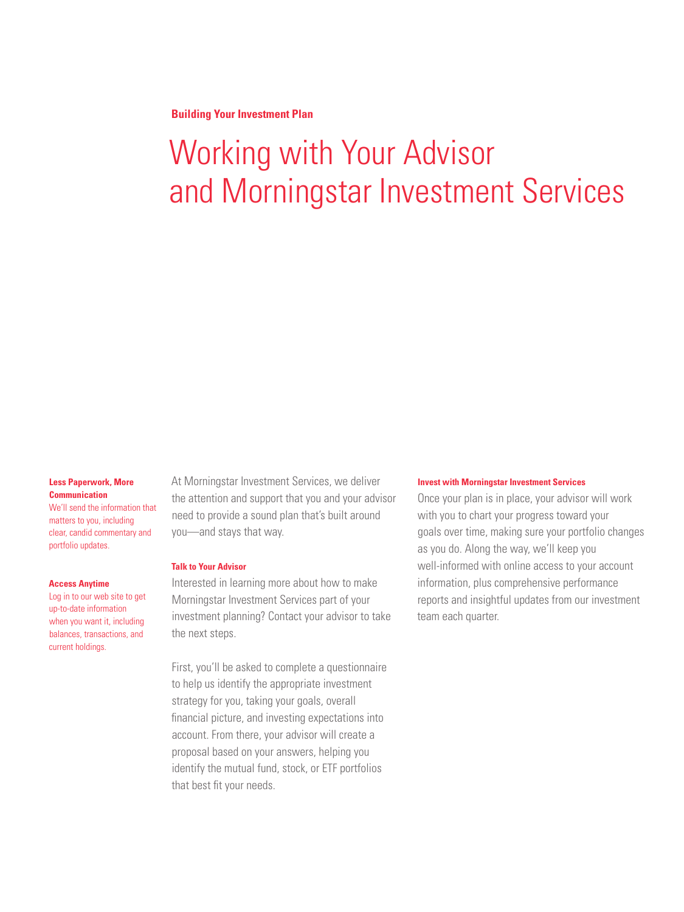**Building Your Investment Plan**

# Working with Your Advisor and Morningstar Investment Services

**Less Paperwork, More Communication**
We'll send the information that matters to you, including clear, candid commentary and portfolio updates.

**Access Anytime**
Log in to our web site to get up-to-date information when you want it, including balances, transactions, and current holdings.

At Morningstar Investment Services, we deliver the attention and support that you and your advisor need to provide a sound plan that's built around you—and stays that way.

### Talk to Your Advisor

Interested in learning more about how to make Morningstar Investment Services part of your investment planning? Contact your advisor to take the next steps.

First, you'll be asked to complete a questionnaire to help us identify the appropriate investment strategy for you, taking your goals, overall financial picture, and investing expectations into account. From there, your advisor will create a proposal based on your answers, helping you identify the mutual fund, stock, or ETF portfolios that best fit your needs.

### Invest with Morningstar Investment Services

Once your plan is in place, your advisor will work with you to chart your progress toward your goals over time, making sure your portfolio changes as you do. Along the way, we'll keep you well-informed with online access to your account information, plus comprehensive performance reports and insightful updates from our investment team each quarter.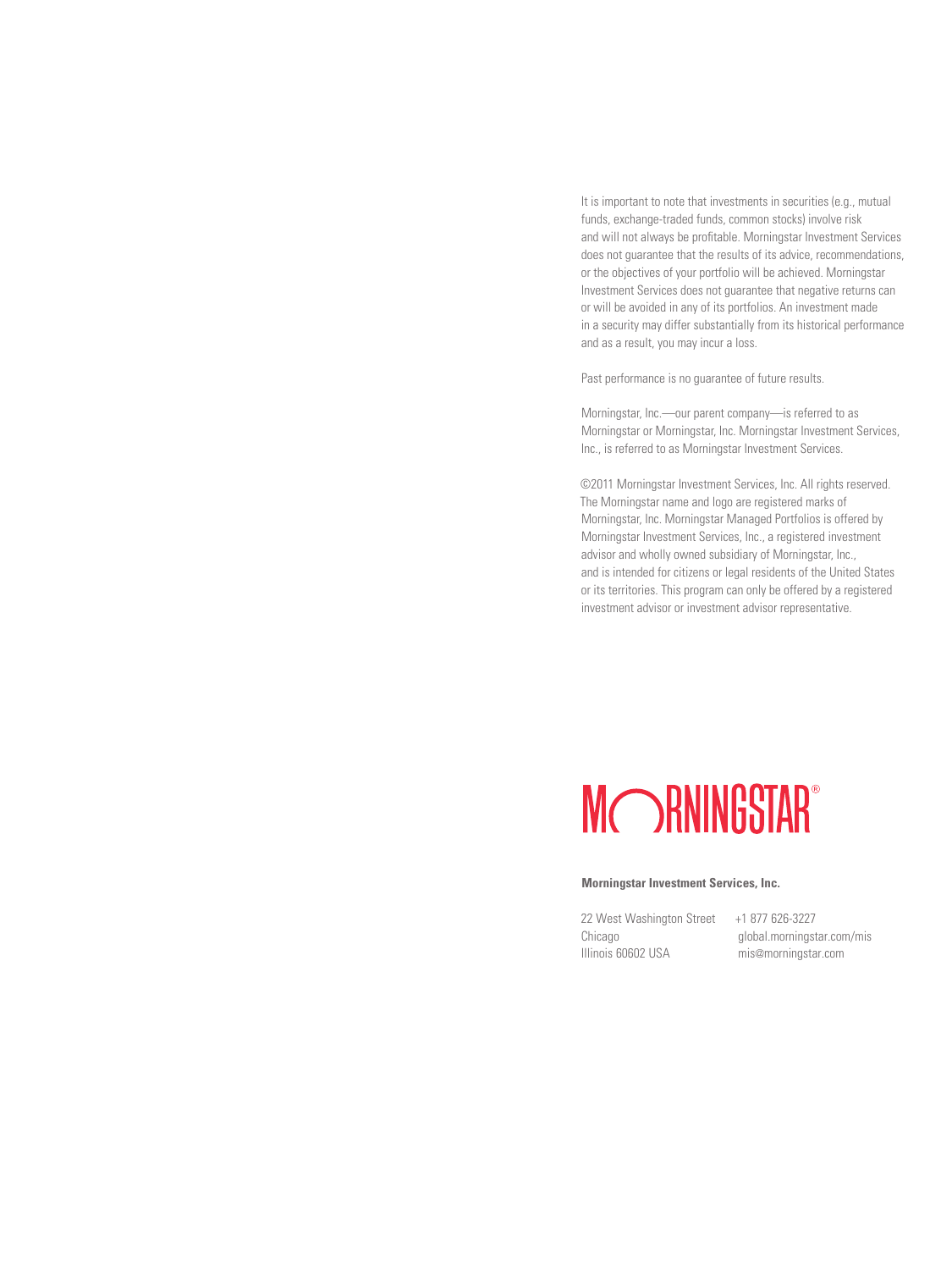It is important to note that investments in securities (e.g., mutual funds, exchange-traded funds, common stocks) involve risk and will not always be profitable. Morningstar Investment Services does not guarantee that the results of its advice, recommendations, or the objectives of your portfolio will be achieved. Morningstar Investment Services does not guarantee that negative returns can or will be avoided in any of its portfolios. An investment made in a security may differ substantially from its historical performance and as a result, you may incur a loss.

Past performance is no guarantee of future results.

Morningstar, Inc.—our parent company—is referred to as Morningstar or Morningstar, Inc. Morningstar Investment Services, Inc., is referred to as Morningstar Investment Services.

©2011 Morningstar Investment Services, Inc. All rights reserved. The Morningstar name and logo are registered marks of Morningstar, Inc. Morningstar Managed Portfolios is offered by Morningstar Investment Services, Inc., a registered investment advisor and wholly owned subsidiary of Morningstar, Inc., and is intended for citizens or legal residents of the United States or its territories. This program can only be offered by a registered investment advisor or investment advisor representative.

MORNINGSTAR®

**Morningstar Investment Services, Inc.**

22 West Washington Street
Chicago
Illinois 60602 USA

+1 877 626-3227
global.morningstar.com/mis
mis@morningstar.com